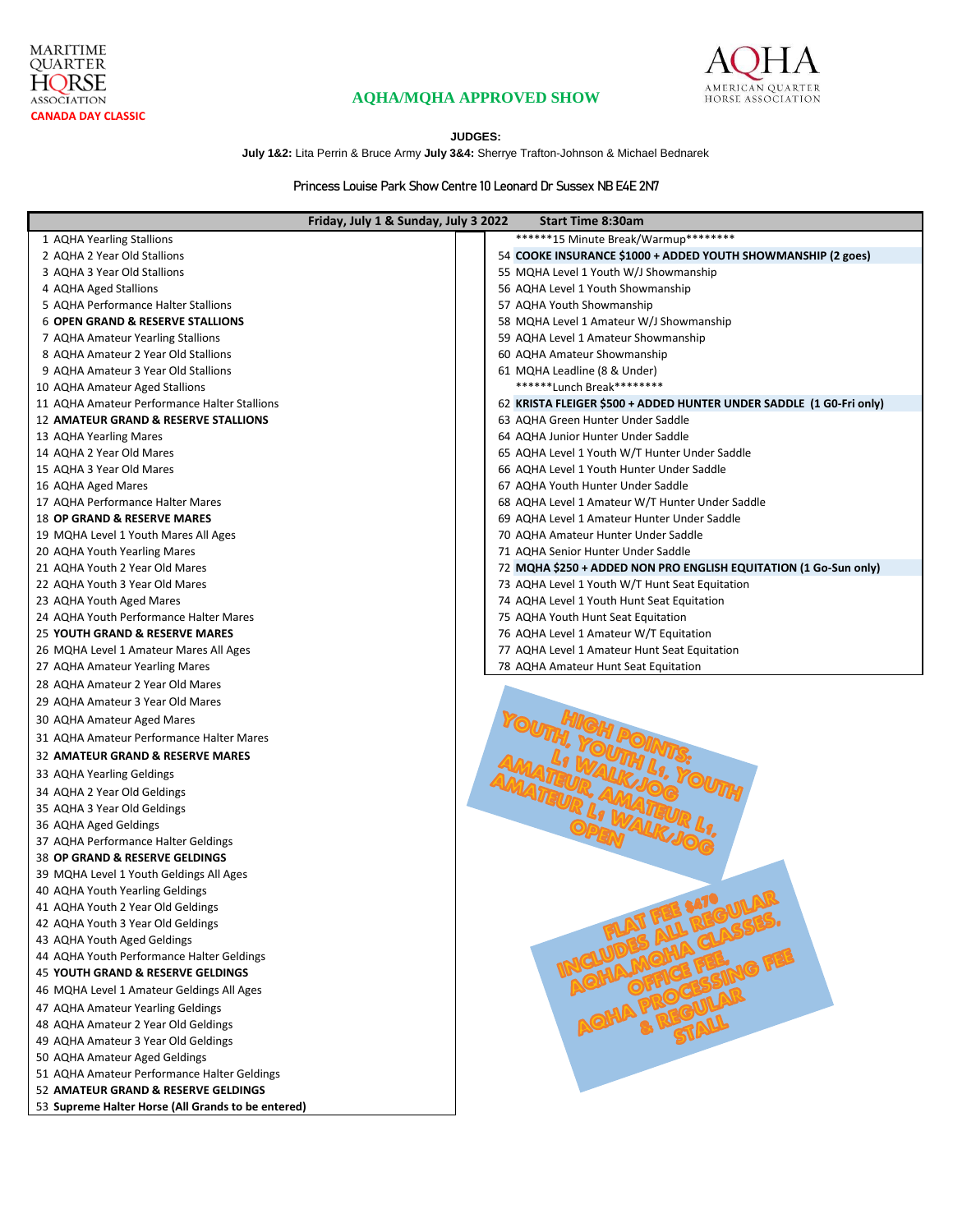MARITIME QUARTER HORSE ASSOCIATION

**CANADA DAY CLASSIC**

## AQHA/MQHA APPROVED SHOW

AMERICAN QUARTER HORSE ASSOCIATION

**JUDGES:**

**July 1&2:** Lita Perrin & Bruce Army **July 3&4:** Sherrye Trafton-Johnson & Michael Bednarek

Princess Louise Park Show Centre 10 Leonard Dr Sussex NB E4E 2N7

**Friday, July 1 & Sunday, July 3 2022 — Start Time 8:30am**

1 AQHA Yearling Stallions
2 AQHA 2 Year Old Stallions
3 AQHA 3 Year Old Stallions
4 AQHA Aged Stallions
5 AQHA Performance Halter Stallions
6 **OPEN GRAND & RESERVE STALLIONS**
7 AQHA Amateur Yearling Stallions
8 AQHA Amateur 2 Year Old Stallions
9 AQHA Amateur 3 Year Old Stallions
10 AQHA Amateur Aged Stallions
11 AQHA Amateur Performance Halter Stallions
12 **AMATEUR GRAND & RESERVE STALLIONS**
13 AQHA Yearling Mares
14 AQHA 2 Year Old Mares
15 AQHA 3 Year Old Mares
16 AQHA Aged Mares
17 AQHA Performance Halter Mares
18 **OP GRAND & RESERVE MARES**
19 MQHA Level 1 Youth Mares All Ages
20 AQHA Youth Yearling Mares
21 AQHA Youth 2 Year Old Mares
22 AQHA Youth 3 Year Old Mares
23 AQHA Youth Aged Mares
24 AQHA Youth Performance Halter Mares
25 **YOUTH GRAND & RESERVE MARES**
26 MQHA Level 1 Amateur Mares All Ages
27 AQHA Amateur Yearling Mares
28 AQHA Amateur 2 Year Old Mares
29 AQHA Amateur 3 Year Old Mares
30 AQHA Amateur Aged Mares
31 AQHA Amateur Performance Halter Mares
32 **AMATEUR GRAND & RESERVE MARES**
33 AQHA Yearling Geldings
34 AQHA 2 Year Old Geldings
35 AQHA 3 Year Old Geldings
36 AQHA Aged Geldings
37 AQHA Performance Halter Geldings
38 **OP GRAND & RESERVE GELDINGS**
39 MQHA Level 1 Youth Geldings All Ages
40 AQHA Youth Yearling Geldings
41 AQHA Youth 2 Year Old Geldings
42 AQHA Youth 3 Year Old Geldings
43 AQHA Youth Aged Geldings
44 AQHA Youth Performance Halter Geldings
45 **YOUTH GRAND & RESERVE GELDINGS**
46 MQHA Level 1 Amateur Geldings All Ages
47 AQHA Amateur Yearling Geldings
48 AQHA Amateur 2 Year Old Geldings
49 AQHA Amateur 3 Year Old Geldings
50 AQHA Amateur Aged Geldings
51 AQHA Amateur Performance Halter Geldings
52 **AMATEUR GRAND & RESERVE GELDINGS**
53 **Supreme Halter Horse (All Grands to be entered)**

******15 Minute Break/Warmup********

54 **COOKE INSURANCE $1000 + ADDED YOUTH SHOWMANSHIP (2 goes)**
55 MQHA Level 1 Youth W/J Showmanship
56 AQHA Level 1 Youth Showmanship
57 AQHA Youth Showmanship
58 MQHA Level 1 Amateur W/J Showmanship
59 AQHA Level 1 Amateur Showmanship
60 AQHA Amateur Showmanship
61 MQHA Leadline (8 & Under)

******Lunch Break********

62 **KRISTA FLEIGER $500 + ADDED HUNTER UNDER SADDLE (1 G0-Fri only)**
63 AQHA Green Hunter Under Saddle
64 AQHA Junior Hunter Under Saddle
65 AQHA Level 1 Youth W/T Hunter Under Saddle
66 AQHA Level 1 Youth Hunter Under Saddle
67 AQHA Youth Hunter Under Saddle
68 AQHA Level 1 Amateur W/T Hunter Under Saddle
69 AQHA Level 1 Amateur Hunter Under Saddle
70 AQHA Amateur Hunter Under Saddle
71 AQHA Senior Hunter Under Saddle
72 **MQHA $250 + ADDED NON PRO ENGLISH EQUITATION (1 Go-Sun only)**
73 AQHA Level 1 Youth W/T Hunt Seat Equitation
74 AQHA Level 1 Youth Hunt Seat Equitation
75 AQHA Youth Hunt Seat Equitation
76 AQHA Level 1 Amateur W/T Equitation
77 AQHA Level 1 Amateur Hunt Seat Equitation
78 AQHA Amateur Hunt Seat Equitation

**HIGH POINTS: YOUTH, YOUTH L1, YOUTH L1 WALK/JOG, AMATEUR, AMATEUR L1, AMATEUR L1 WALK/JOG, OPEN**

**FLAT FEE $470 INCLUDES ALL REGULAR AQHA MQHA CLASSES, AQHA OFFICE FEE, AQHA PROCESSING FEE & REGULAR STALL**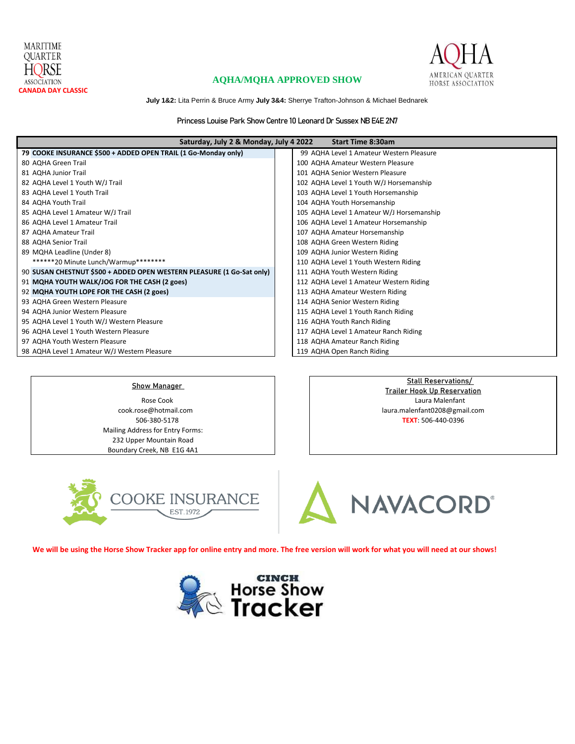MARITIME QUARTER HORSE ASSOCIATION

**CANADA DAY CLASSIC**

## AQHA/MQHA APPROVED SHOW

AMERICAN QUARTER HORSE ASSOCIATION

**July 1&2:** Lita Perrin & Bruce Army **July 3&4:** Sherrye Trafton-Johnson & Michael Bednarek

Princess Louise Park Show Centre 10 Leonard Dr Sussex NB E4E 2N7

| Saturday, July 2 & Monday, July 4 2022 | Start Time 8:30am |
|---|---|
| **79 COOKE INSURANCE $500 + ADDED OPEN TRAIL (1 Go-Monday only)** | 99 AQHA Level 1 Amateur Western Pleasure |
| 80 AQHA Green Trail | 100 AQHA Amateur Western Pleasure |
| 81 AQHA Junior Trail | 101 AQHA Senior Western Pleasure |
| 82 AQHA Level 1 Youth W/J Trail | 102 AQHA Level 1 Youth W/J Horsemanship |
| 83 AQHA Level 1 Youth Trail | 103 AQHA Level 1 Youth Horsemanship |
| 84 AQHA Youth Trail | 104 AQHA Youth Horsemanship |
| 85 AQHA Level 1 Amateur W/J Trail | 105 AQHA Level 1 Amateur W/J Horsemanship |
| 86 AQHA Level 1 Amateur Trail | 106 AQHA Level 1 Amateur Horsemanship |
| 87 AQHA Amateur Trail | 107 AQHA Amateur Horsemanship |
| 88 AQHA Senior Trail | 108 AQHA Green Western Riding |
| 89 MQHA Leadline (Under 8) | 109 AQHA Junior Western Riding |
| ******20 Minute Lunch/Warmup******** | 110 AQHA Level 1 Youth Western Riding |
| 90 **SUSAN CHESTNUT $500 + ADDED OPEN WESTERN PLEASURE (1 Go-Sat only)** | 111 AQHA Youth Western Riding |
| 91 **MQHA YOUTH WALK/JOG FOR THE CASH (2 goes)** | 112 AQHA Level 1 Amateur Western Riding |
| 92 **MQHA YOUTH LOPE FOR THE CASH (2 goes)** | 113 AQHA Amateur Western Riding |
| 93 AQHA Green Western Pleasure | 114 AQHA Senior Western Riding |
| 94 AQHA Junior Western Pleasure | 115 AQHA Level 1 Youth Ranch Riding |
| 95 AQHA Level 1 Youth W/J Western Pleasure | 116 AQHA Youth Ranch Riding |
| 96 AQHA Level 1 Youth Western Pleasure | 117 AQHA Level 1 Amateur Ranch Riding |
| 97 AQHA Youth Western Pleasure | 118 AQHA Amateur Ranch Riding |
| 98 AQHA Level 1 Amateur W/J Western Pleasure | 119 AQHA Open Ranch Riding |

**Show Manager**

Rose Cook
cook.rose@hotmail.com
506-380-5178
Mailing Address for Entry Forms:
232 Upper Mountain Road
Boundary Creek, NB E1G 4A1

**Stall Reservations/ Trailer Hook Up Reservation**

Laura Malenfant
laura.malenfant0208@gmail.com
**TEXT**: 506-440-0396

COOKE INSURANCE EST. 1972

NAVACORD

**We will be using the Horse Show Tracker app for online entry and more. The free version will work for what you will need at our shows!**

CINCH Horse Show Tracker